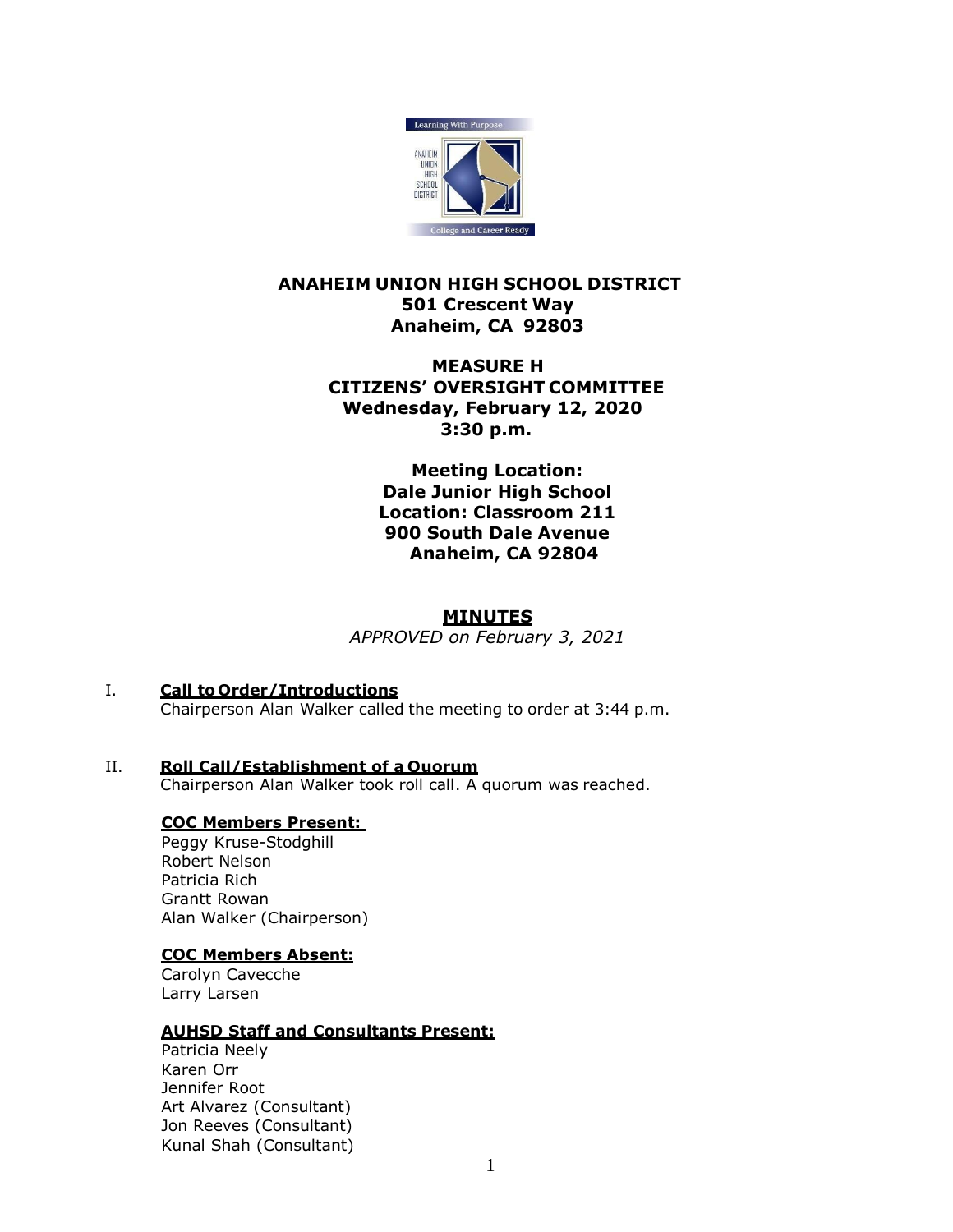# ANAHEIM UNION HIGH SCHOOL DISTRICT
**501 Crescent Way**
**Anaheim, CA 92803**

## MEASURE H
## CITIZENS' OVERSIGHT COMMITTEE
**Wednesday, February 12, 2020**
**3:30 p.m.**

**Meeting Location:**
**Dale Junior High School**
**Location: Classroom 211**
**900 South Dale Avenue**
**Anaheim, CA 92804**

## MINUTES

*APPROVED on February 3, 2021*

I. **Call to Order/Introductions**
Chairperson Alan Walker called the meeting to order at 3:44 p.m.

II. **Roll Call/Establishment of a Quorum**
Chairperson Alan Walker took roll call. A quorum was reached.

**COC Members Present:**
Peggy Kruse-Stodghill
Robert Nelson
Patricia Rich
Grantt Rowan
Alan Walker (Chairperson)

**COC Members Absent:**
Carolyn Cavecche
Larry Larsen

**AUHSD Staff and Consultants Present:**
Patricia Neely
Karen Orr
Jennifer Root
Art Alvarez (Consultant)
Jon Reeves (Consultant)
Kunal Shah (Consultant)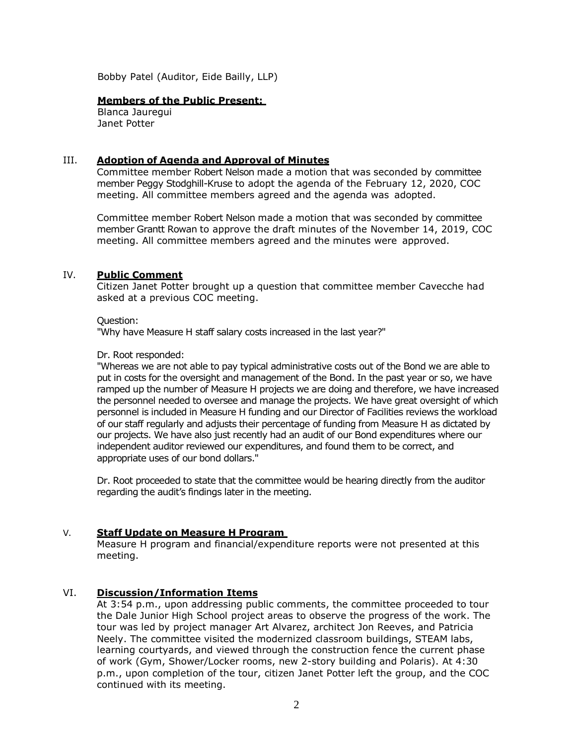Bobby Patel (Auditor, Eide Bailly, LLP)

**Members of the Public Present:**
Blanca Jauregui
Janet Potter

## III. Adoption of Agenda and Approval of Minutes

Committee member Robert Nelson made a motion that was seconded by committee member Peggy Stodghill-Kruse to adopt the agenda of the February 12, 2020, COC meeting. All committee members agreed and the agenda was adopted.

Committee member Robert Nelson made a motion that was seconded by committee member Grantt Rowan to approve the draft minutes of the November 14, 2019, COC meeting. All committee members agreed and the minutes were approved.

## IV. Public Comment

Citizen Janet Potter brought up a question that committee member Cavecche had asked at a previous COC meeting.

Question:
"Why have Measure H staff salary costs increased in the last year?"

Dr. Root responded:
"Whereas we are not able to pay typical administrative costs out of the Bond we are able to put in costs for the oversight and management of the Bond. In the past year or so, we have ramped up the number of Measure H projects we are doing and therefore, we have increased the personnel needed to oversee and manage the projects. We have great oversight of which personnel is included in Measure H funding and our Director of Facilities reviews the workload of our staff regularly and adjusts their percentage of funding from Measure H as dictated by our projects. We have also just recently had an audit of our Bond expenditures where our independent auditor reviewed our expenditures, and found them to be correct, and appropriate uses of our bond dollars."

Dr. Root proceeded to state that the committee would be hearing directly from the auditor regarding the audit's findings later in the meeting.

## V. Staff Update on Measure H Program

Measure H program and financial/expenditure reports were not presented at this meeting.

## VI. Discussion/Information Items

At 3:54 p.m., upon addressing public comments, the committee proceeded to tour the Dale Junior High School project areas to observe the progress of the work. The tour was led by project manager Art Alvarez, architect Jon Reeves, and Patricia Neely. The committee visited the modernized classroom buildings, STEAM labs, learning courtyards, and viewed through the construction fence the current phase of work (Gym, Shower/Locker rooms, new 2-story building and Polaris). At 4:30 p.m., upon completion of the tour, citizen Janet Potter left the group, and the COC continued with its meeting.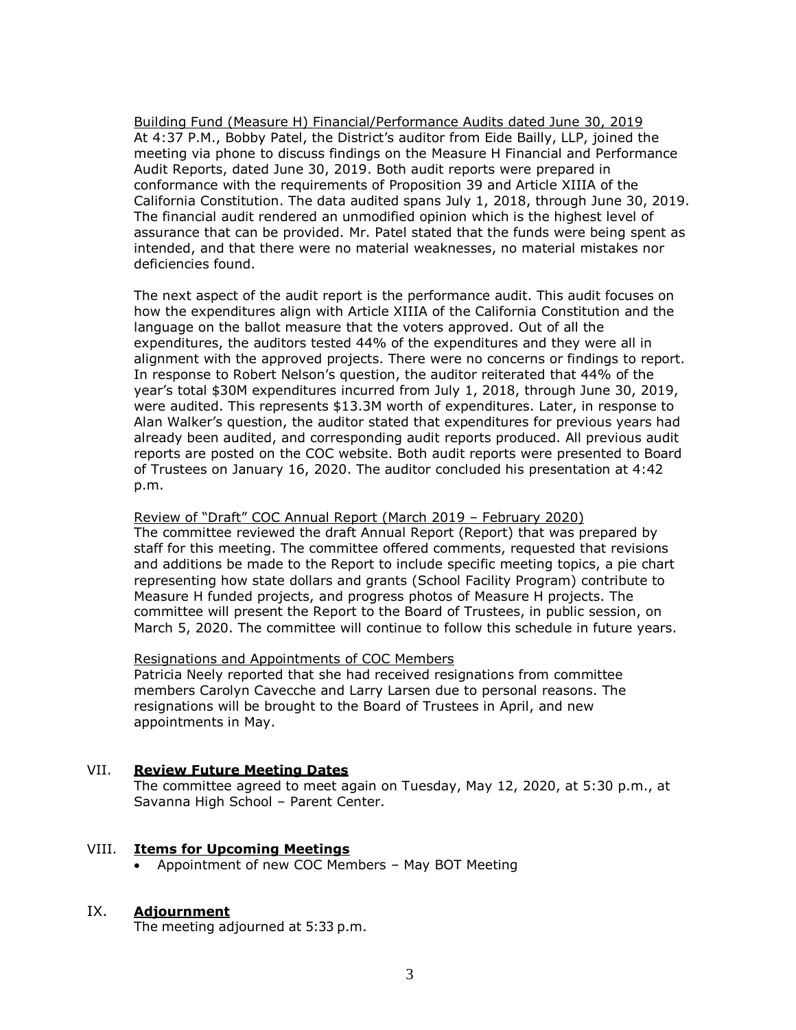Building Fund (Measure H) Financial/Performance Audits dated June 30, 2019

At 4:37 P.M., Bobby Patel, the District's auditor from Eide Bailly, LLP, joined the meeting via phone to discuss findings on the Measure H Financial and Performance Audit Reports, dated June 30, 2019. Both audit reports were prepared in conformance with the requirements of Proposition 39 and Article XIIIA of the California Constitution. The data audited spans July 1, 2018, through June 30, 2019. The financial audit rendered an unmodified opinion which is the highest level of assurance that can be provided. Mr. Patel stated that the funds were being spent as intended, and that there were no material weaknesses, no material mistakes nor deficiencies found.

The next aspect of the audit report is the performance audit. This audit focuses on how the expenditures align with Article XIIIA of the California Constitution and the language on the ballot measure that the voters approved. Out of all the expenditures, the auditors tested 44% of the expenditures and they were all in alignment with the approved projects. There were no concerns or findings to report. In response to Robert Nelson's question, the auditor reiterated that 44% of the year's total $30M expenditures incurred from July 1, 2018, through June 30, 2019, were audited. This represents $13.3M worth of expenditures. Later, in response to Alan Walker's question, the auditor stated that expenditures for previous years had already been audited, and corresponding audit reports produced. All previous audit reports are posted on the COC website. Both audit reports were presented to Board of Trustees on January 16, 2020. The auditor concluded his presentation at 4:42 p.m.

Review of "Draft" COC Annual Report (March 2019 – February 2020)

The committee reviewed the draft Annual Report (Report) that was prepared by staff for this meeting. The committee offered comments, requested that revisions and additions be made to the Report to include specific meeting topics, a pie chart representing how state dollars and grants (School Facility Program) contribute to Measure H funded projects, and progress photos of Measure H projects. The committee will present the Report to the Board of Trustees, in public session, on March 5, 2020. The committee will continue to follow this schedule in future years.

Resignations and Appointments of COC Members

Patricia Neely reported that she had received resignations from committee members Carolyn Cavecche and Larry Larsen due to personal reasons. The resignations will be brought to the Board of Trustees in April, and new appointments in May.

## VII. **Review Future Meeting Dates**

The committee agreed to meet again on Tuesday, May 12, 2020, at 5:30 p.m., at Savanna High School – Parent Center.

## VIII. **Items for Upcoming Meetings**

- Appointment of new COC Members – May BOT Meeting

## IX. **Adjournment**

The meeting adjourned at 5:33 p.m.